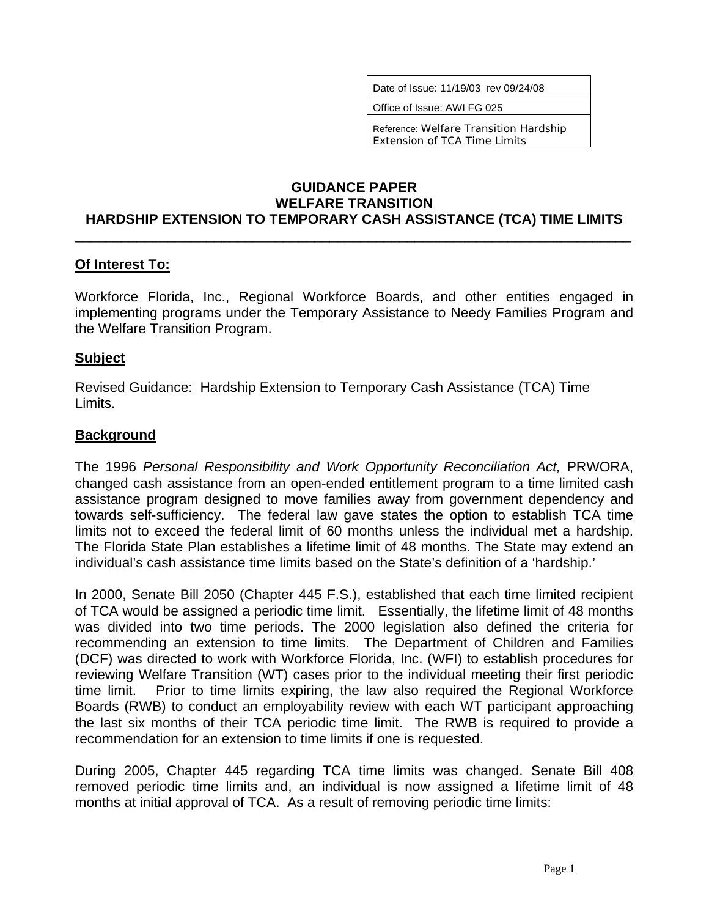| Date of Issue: 11/19/03 rev 09/24/08 |
|---|
| Office of Issue: AWI FG 025 |
| Reference: Welfare Transition Hardship Extension of TCA Time Limits |

# GUIDANCE PAPER
# WELFARE TRANSITION
# HARDSHIP EXTENSION TO TEMPORARY CASH ASSISTANCE (TCA) TIME LIMITS

---

## Of Interest To:

Workforce Florida, Inc., Regional Workforce Boards, and other entities engaged in implementing programs under the Temporary Assistance to Needy Families Program and the Welfare Transition Program.

## Subject

Revised Guidance: Hardship Extension to Temporary Cash Assistance (TCA) Time Limits.

## Background

The 1996 *Personal Responsibility and Work Opportunity Reconciliation Act,* PRWORA, changed cash assistance from an open-ended entitlement program to a time limited cash assistance program designed to move families away from government dependency and towards self-sufficiency. The federal law gave states the option to establish TCA time limits not to exceed the federal limit of 60 months unless the individual met a hardship. The Florida State Plan establishes a lifetime limit of 48 months. The State may extend an individual's cash assistance time limits based on the State's definition of a 'hardship.'

In 2000, Senate Bill 2050 (Chapter 445 F.S.), established that each time limited recipient of TCA would be assigned a periodic time limit. Essentially, the lifetime limit of 48 months was divided into two time periods. The 2000 legislation also defined the criteria for recommending an extension to time limits. The Department of Children and Families (DCF) was directed to work with Workforce Florida, Inc. (WFI) to establish procedures for reviewing Welfare Transition (WT) cases prior to the individual meeting their first periodic time limit. Prior to time limits expiring, the law also required the Regional Workforce Boards (RWB) to conduct an employability review with each WT participant approaching the last six months of their TCA periodic time limit. The RWB is required to provide a recommendation for an extension to time limits if one is requested.

During 2005, Chapter 445 regarding TCA time limits was changed. Senate Bill 408 removed periodic time limits and, an individual is now assigned a lifetime limit of 48 months at initial approval of TCA. As a result of removing periodic time limits: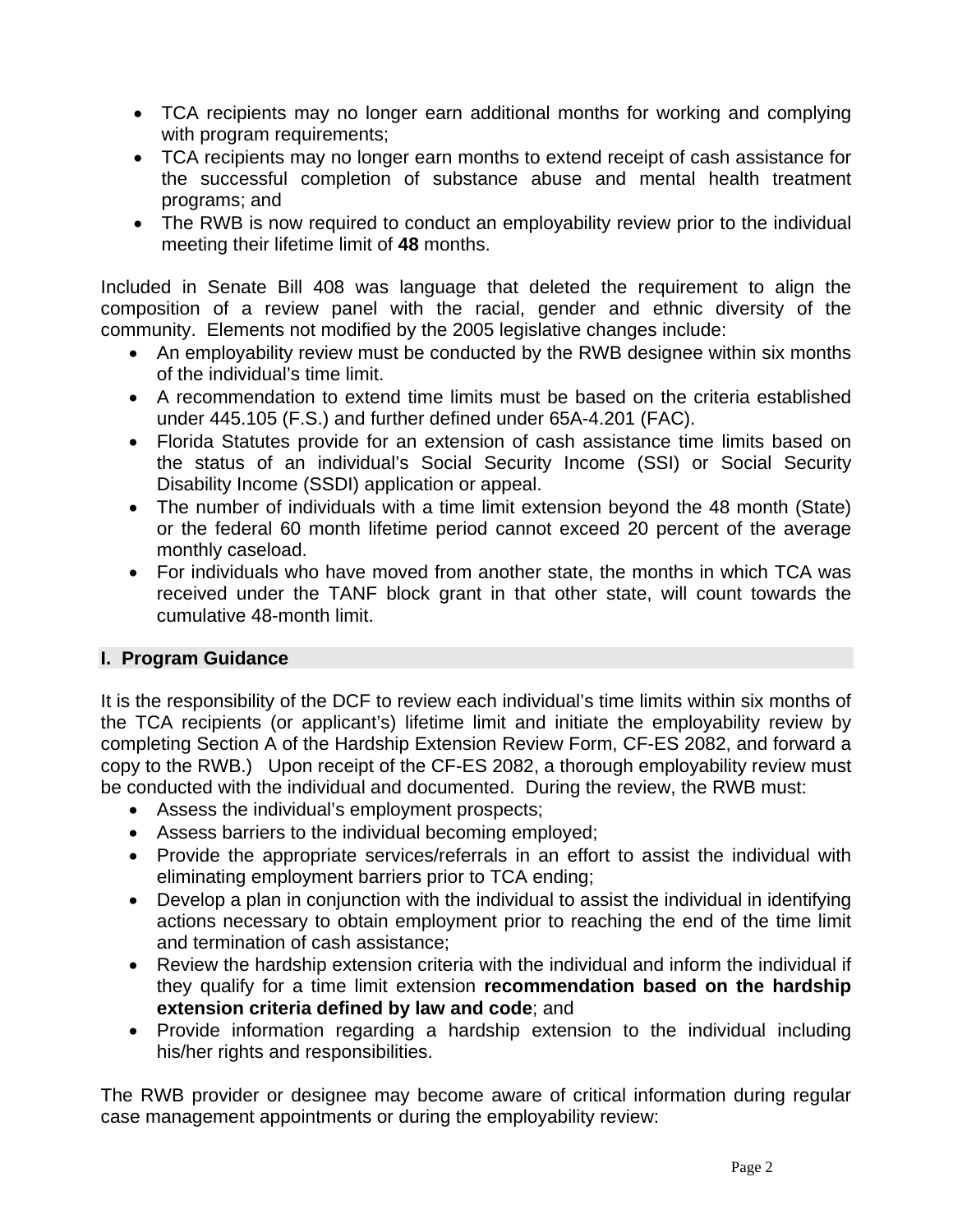- TCA recipients may no longer earn additional months for working and complying with program requirements;
- TCA recipients may no longer earn months to extend receipt of cash assistance for the successful completion of substance abuse and mental health treatment programs; and
- The RWB is now required to conduct an employability review prior to the individual meeting their lifetime limit of **48** months.

Included in Senate Bill 408 was language that deleted the requirement to align the composition of a review panel with the racial, gender and ethnic diversity of the community. Elements not modified by the 2005 legislative changes include:

- An employability review must be conducted by the RWB designee within six months of the individual's time limit.
- A recommendation to extend time limits must be based on the criteria established under 445.105 (F.S.) and further defined under 65A-4.201 (FAC).
- Florida Statutes provide for an extension of cash assistance time limits based on the status of an individual's Social Security Income (SSI) or Social Security Disability Income (SSDI) application or appeal.
- The number of individuals with a time limit extension beyond the 48 month (State) or the federal 60 month lifetime period cannot exceed 20 percent of the average monthly caseload.
- For individuals who have moved from another state, the months in which TCA was received under the TANF block grant in that other state, will count towards the cumulative 48-month limit.

## I. Program Guidance

It is the responsibility of the DCF to review each individual's time limits within six months of the TCA recipients (or applicant's) lifetime limit and initiate the employability review by completing Section A of the Hardship Extension Review Form, CF-ES 2082, and forward a copy to the RWB.) Upon receipt of the CF-ES 2082, a thorough employability review must be conducted with the individual and documented. During the review, the RWB must:

- Assess the individual's employment prospects;
- Assess barriers to the individual becoming employed;
- Provide the appropriate services/referrals in an effort to assist the individual with eliminating employment barriers prior to TCA ending;
- Develop a plan in conjunction with the individual to assist the individual in identifying actions necessary to obtain employment prior to reaching the end of the time limit and termination of cash assistance;
- Review the hardship extension criteria with the individual and inform the individual if they qualify for a time limit extension **recommendation based on the hardship extension criteria defined by law and code**; and
- Provide information regarding a hardship extension to the individual including his/her rights and responsibilities.

The RWB provider or designee may become aware of critical information during regular case management appointments or during the employability review: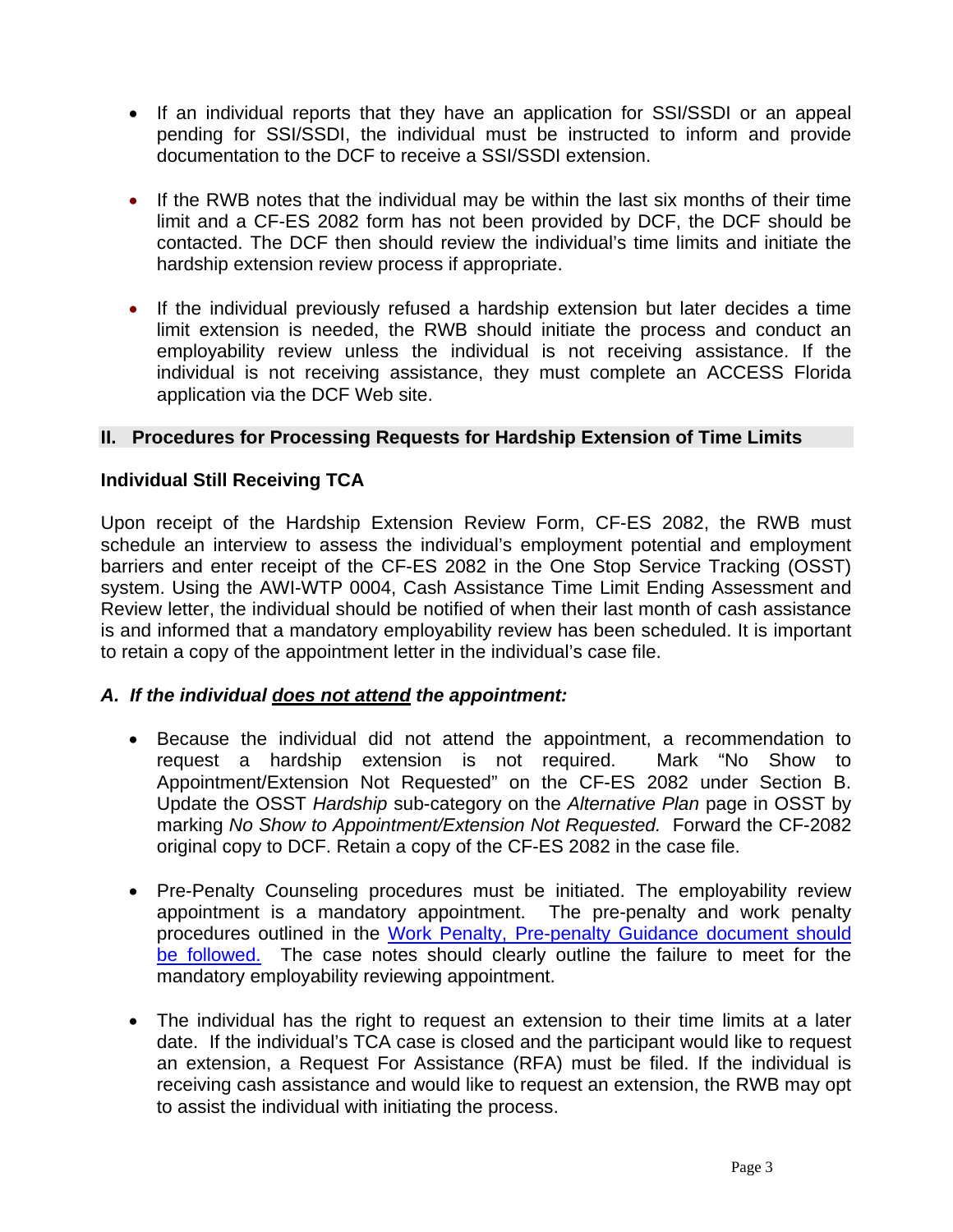- If an individual reports that they have an application for SSI/SSDI or an appeal pending for SSI/SSDI, the individual must be instructed to inform and provide documentation to the DCF to receive a SSI/SSDI extension.

- If the RWB notes that the individual may be within the last six months of their time limit and a CF-ES 2082 form has not been provided by DCF, the DCF should be contacted. The DCF then should review the individual's time limits and initiate the hardship extension review process if appropriate.

- If the individual previously refused a hardship extension but later decides a time limit extension is needed, the RWB should initiate the process and conduct an employability review unless the individual is not receiving assistance. If the individual is not receiving assistance, they must complete an ACCESS Florida application via the DCF Web site.

## II. Procedures for Processing Requests for Hardship Extension of Time Limits

### Individual Still Receiving TCA

Upon receipt of the Hardship Extension Review Form, CF-ES 2082, the RWB must schedule an interview to assess the individual's employment potential and employment barriers and enter receipt of the CF-ES 2082 in the One Stop Service Tracking (OSST) system. Using the AWI-WTP 0004, Cash Assistance Time Limit Ending Assessment and Review letter, the individual should be notified of when their last month of cash assistance is and informed that a mandatory employability review has been scheduled. It is important to retain a copy of the appointment letter in the individual's case file.

### *A. If the individual <u>does not attend</u> the appointment:*

- Because the individual did not attend the appointment, a recommendation to request a hardship extension is not required. Mark "No Show to Appointment/Extension Not Requested" on the CF-ES 2082 under Section B. Update the OSST *Hardship* sub-category on the *Alternative Plan* page in OSST by marking *No Show to Appointment/Extension Not Requested.* Forward the CF-2082 original copy to DCF. Retain a copy of the CF-ES 2082 in the case file.

- Pre-Penalty Counseling procedures must be initiated. The employability review appointment is a mandatory appointment. The pre-penalty and work penalty procedures outlined in the Work Penalty, Pre-penalty Guidance document should be followed. The case notes should clearly outline the failure to meet for the mandatory employability reviewing appointment.

- The individual has the right to request an extension to their time limits at a later date. If the individual's TCA case is closed and the participant would like to request an extension, a Request For Assistance (RFA) must be filed. If the individual is receiving cash assistance and would like to request an extension, the RWB may opt to assist the individual with initiating the process.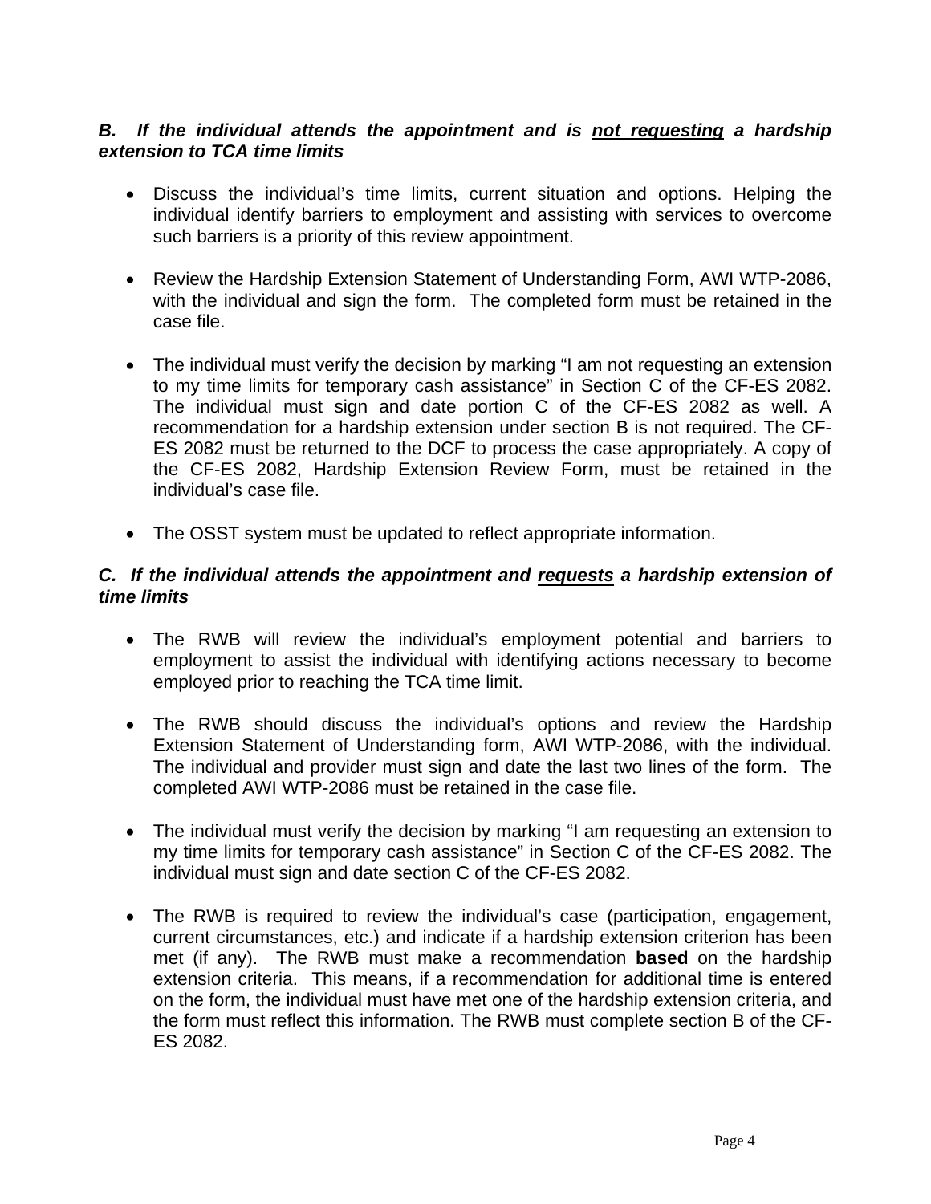### *B. If the individual attends the appointment and is <u>not requesting</u> a hardship extension to TCA time limits*

- Discuss the individual's time limits, current situation and options. Helping the individual identify barriers to employment and assisting with services to overcome such barriers is a priority of this review appointment.

- Review the Hardship Extension Statement of Understanding Form, AWI WTP-2086, with the individual and sign the form. The completed form must be retained in the case file.

- The individual must verify the decision by marking "I am not requesting an extension to my time limits for temporary cash assistance" in Section C of the CF-ES 2082. The individual must sign and date portion C of the CF-ES 2082 as well. A recommendation for a hardship extension under section B is not required. The CF-ES 2082 must be returned to the DCF to process the case appropriately. A copy of the CF-ES 2082, Hardship Extension Review Form, must be retained in the individual's case file.

- The OSST system must be updated to reflect appropriate information.

### *C. If the individual attends the appointment and <u>requests</u> a hardship extension of time limits*

- The RWB will review the individual's employment potential and barriers to employment to assist the individual with identifying actions necessary to become employed prior to reaching the TCA time limit.

- The RWB should discuss the individual's options and review the Hardship Extension Statement of Understanding form, AWI WTP-2086, with the individual. The individual and provider must sign and date the last two lines of the form. The completed AWI WTP-2086 must be retained in the case file.

- The individual must verify the decision by marking "I am requesting an extension to my time limits for temporary cash assistance" in Section C of the CF-ES 2082. The individual must sign and date section C of the CF-ES 2082.

- The RWB is required to review the individual's case (participation, engagement, current circumstances, etc.) and indicate if a hardship extension criterion has been met (if any). The RWB must make a recommendation **based** on the hardship extension criteria. This means, if a recommendation for additional time is entered on the form, the individual must have met one of the hardship extension criteria, and the form must reflect this information. The RWB must complete section B of the CF-ES 2082.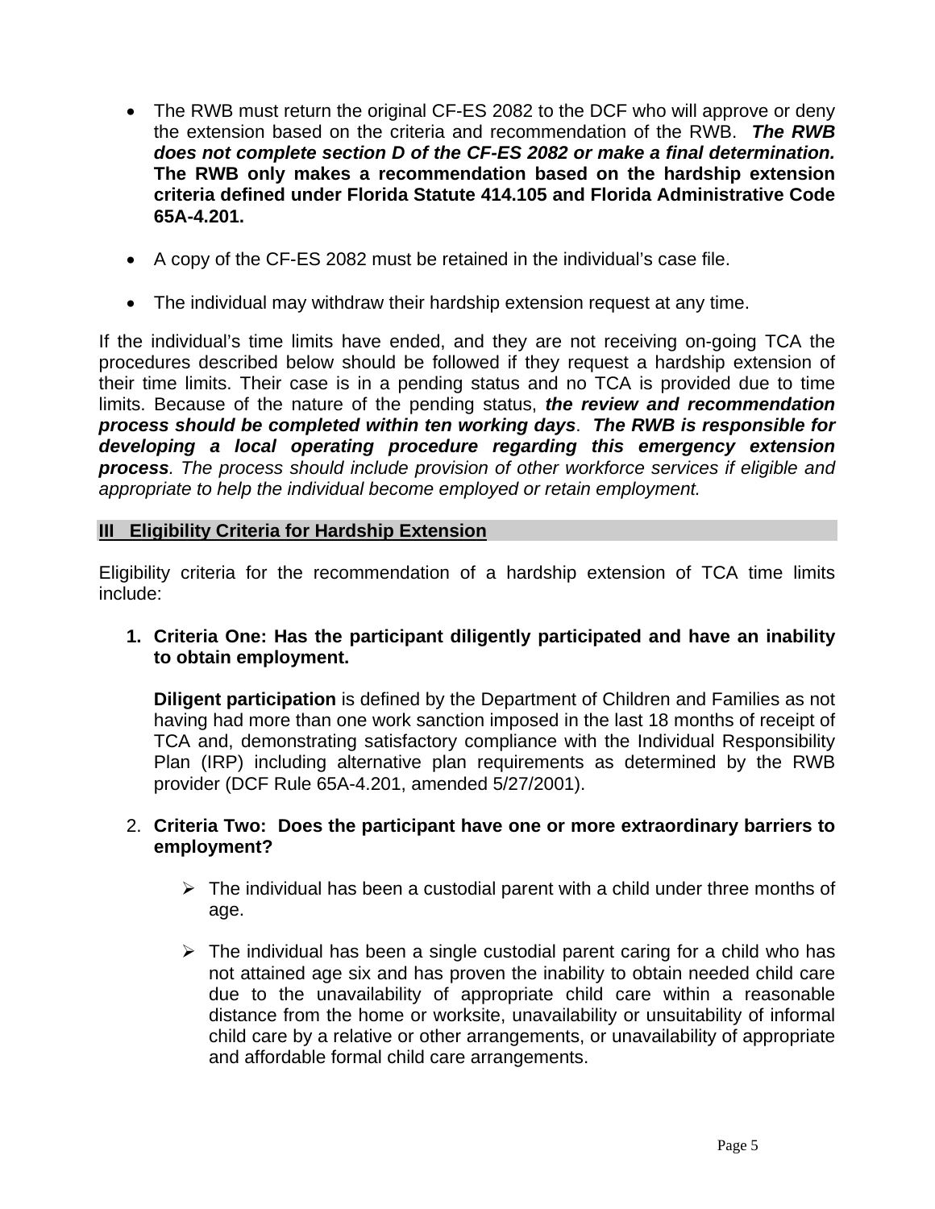- The RWB must return the original CF-ES 2082 to the DCF who will approve or deny the extension based on the criteria and recommendation of the RWB. ***The RWB does not complete section D of the CF-ES 2082 or make a final determination.*** **The RWB only makes a recommendation based on the hardship extension criteria defined under Florida Statute 414.105 and Florida Administrative Code 65A-4.201.**

- A copy of the CF-ES 2082 must be retained in the individual's case file.

- The individual may withdraw their hardship extension request at any time.

If the individual's time limits have ended, and they are not receiving on-going TCA the procedures described below should be followed if they request a hardship extension of their time limits. Their case is in a pending status and no TCA is provided due to time limits. Because of the nature of the pending status, ***the review and recommendation process should be completed within ten working days***. ***The RWB is responsible for developing a local operating procedure regarding this emergency extension process****. The process should include provision of other workforce services if eligible and appropriate to help the individual become employed or retain employment.*

## III Eligibility Criteria for Hardship Extension

Eligibility criteria for the recommendation of a hardship extension of TCA time limits include:

1. **Criteria One: Has the participant diligently participated and have an inability to obtain employment.**

   **Diligent participation** is defined by the Department of Children and Families as not having had more than one work sanction imposed in the last 18 months of receipt of TCA and, demonstrating satisfactory compliance with the Individual Responsibility Plan (IRP) including alternative plan requirements as determined by the RWB provider (DCF Rule 65A-4.201, amended 5/27/2001).

2. **Criteria Two: Does the participant have one or more extraordinary barriers to employment?**

   - The individual has been a custodial parent with a child under three months of age.

   - The individual has been a single custodial parent caring for a child who has not attained age six and has proven the inability to obtain needed child care due to the unavailability of appropriate child care within a reasonable distance from the home or worksite, unavailability or unsuitability of informal child care by a relative or other arrangements, or unavailability of appropriate and affordable formal child care arrangements.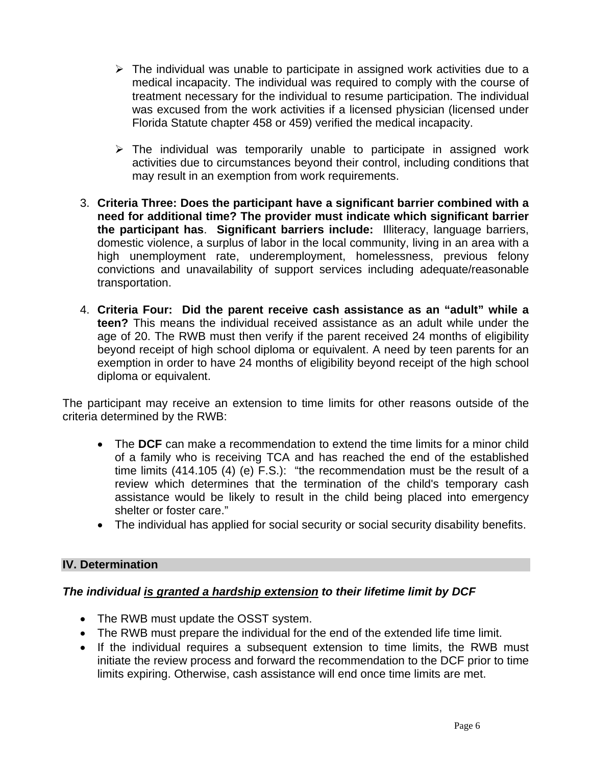- The individual was unable to participate in assigned work activities due to a medical incapacity. The individual was required to comply with the course of treatment necessary for the individual to resume participation. The individual was excused from the work activities if a licensed physician (licensed under Florida Statute chapter 458 or 459) verified the medical incapacity.

  - The individual was temporarily unable to participate in assigned work activities due to circumstances beyond their control, including conditions that may result in an exemption from work requirements.

3. **Criteria Three: Does the participant have a significant barrier combined with a need for additional time? The provider must indicate which significant barrier the participant has**. **Significant barriers include:** Illiteracy, language barriers, domestic violence, a surplus of labor in the local community, living in an area with a high unemployment rate, underemployment, homelessness, previous felony convictions and unavailability of support services including adequate/reasonable transportation.

4. **Criteria Four: Did the parent receive cash assistance as an "adult" while a teen?** This means the individual received assistance as an adult while under the age of 20. The RWB must then verify if the parent received 24 months of eligibility beyond receipt of high school diploma or equivalent. A need by teen parents for an exemption in order to have 24 months of eligibility beyond receipt of the high school diploma or equivalent.

The participant may receive an extension to time limits for other reasons outside of the criteria determined by the RWB:

- The **DCF** can make a recommendation to extend the time limits for a minor child of a family who is receiving TCA and has reached the end of the established time limits (414.105 (4) (e) F.S.): "the recommendation must be the result of a review which determines that the termination of the child's temporary cash assistance would be likely to result in the child being placed into emergency shelter or foster care."
- The individual has applied for social security or social security disability benefits.

## IV. Determination

***The individual <u>is granted a hardship extension</u> to their lifetime limit by DCF***

- The RWB must update the OSST system.
- The RWB must prepare the individual for the end of the extended life time limit.
- If the individual requires a subsequent extension to time limits, the RWB must initiate the review process and forward the recommendation to the DCF prior to time limits expiring. Otherwise, cash assistance will end once time limits are met.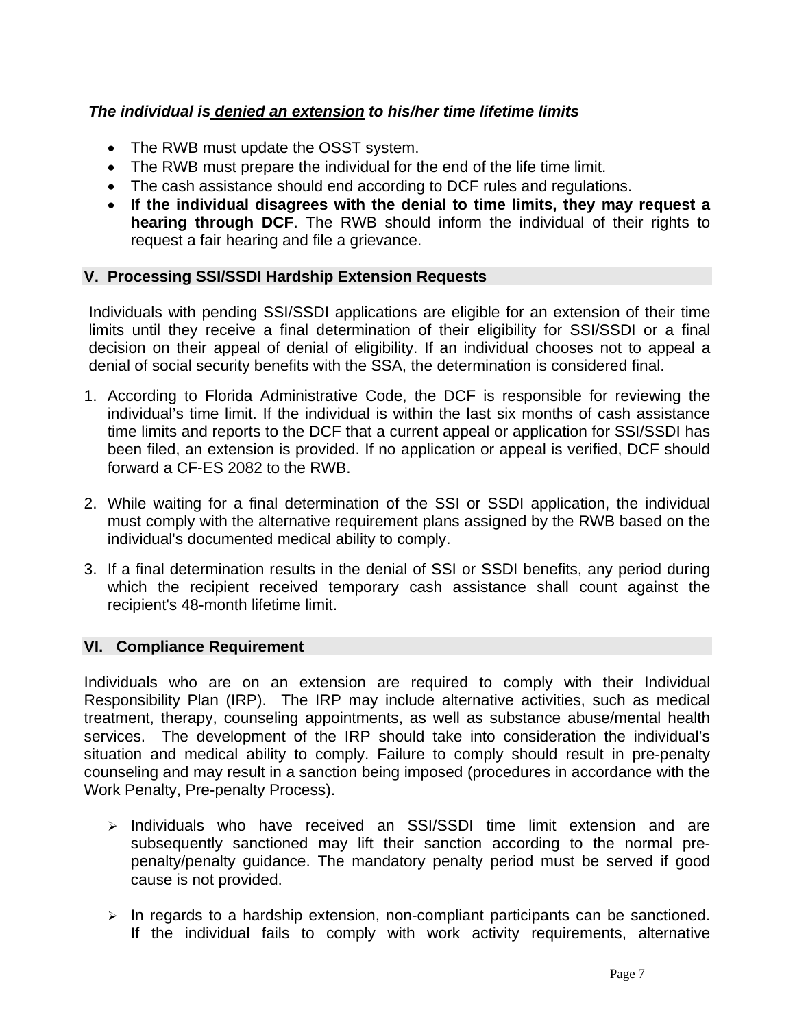***The individual is denied an extension to his/her time lifetime limits***

- The RWB must update the OSST system.
- The RWB must prepare the individual for the end of the life time limit.
- The cash assistance should end according to DCF rules and regulations.
- **If the individual disagrees with the denial to time limits, they may request a hearing through DCF**. The RWB should inform the individual of their rights to request a fair hearing and file a grievance.

## V. Processing SSI/SSDI Hardship Extension Requests

Individuals with pending SSI/SSDI applications are eligible for an extension of their time limits until they receive a final determination of their eligibility for SSI/SSDI or a final decision on their appeal of denial of eligibility. If an individual chooses not to appeal a denial of social security benefits with the SSA, the determination is considered final.

1. According to Florida Administrative Code, the DCF is responsible for reviewing the individual's time limit. If the individual is within the last six months of cash assistance time limits and reports to the DCF that a current appeal or application for SSI/SSDI has been filed, an extension is provided. If no application or appeal is verified, DCF should forward a CF-ES 2082 to the RWB.

2. While waiting for a final determination of the SSI or SSDI application, the individual must comply with the alternative requirement plans assigned by the RWB based on the individual's documented medical ability to comply.

3. If a final determination results in the denial of SSI or SSDI benefits, any period during which the recipient received temporary cash assistance shall count against the recipient's 48-month lifetime limit.

## VI. Compliance Requirement

Individuals who are on an extension are required to comply with their Individual Responsibility Plan (IRP). The IRP may include alternative activities, such as medical treatment, therapy, counseling appointments, as well as substance abuse/mental health services. The development of the IRP should take into consideration the individual's situation and medical ability to comply. Failure to comply should result in pre-penalty counseling and may result in a sanction being imposed (procedures in accordance with the Work Penalty, Pre-penalty Process).

- Individuals who have received an SSI/SSDI time limit extension and are subsequently sanctioned may lift their sanction according to the normal pre-penalty/penalty guidance. The mandatory penalty period must be served if good cause is not provided.

- In regards to a hardship extension, non-compliant participants can be sanctioned. If the individual fails to comply with work activity requirements, alternative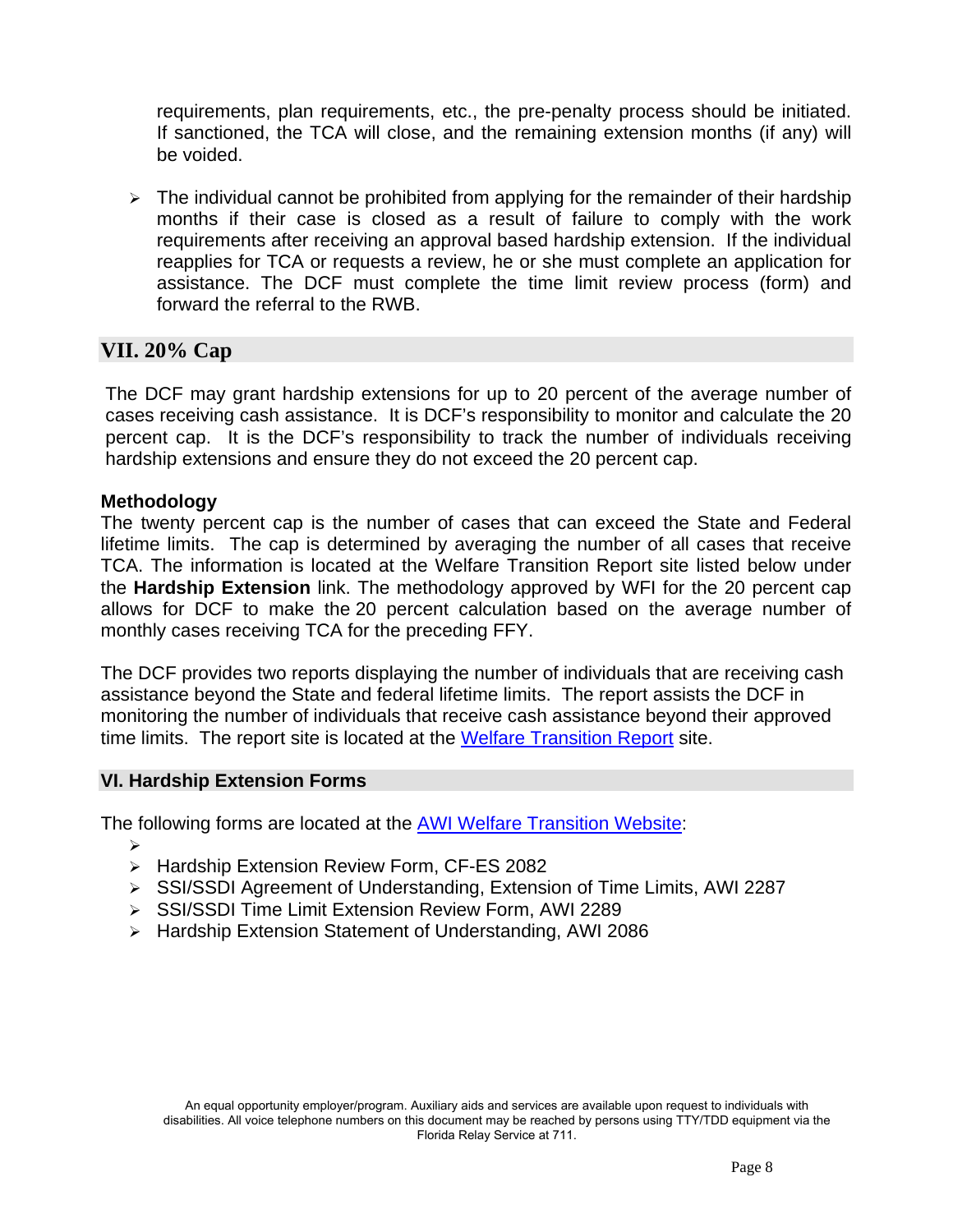requirements, plan requirements, etc., the pre-penalty process should be initiated. If sanctioned, the TCA will close, and the remaining extension months (if any) will be voided.

- The individual cannot be prohibited from applying for the remainder of their hardship months if their case is closed as a result of failure to comply with the work requirements after receiving an approval based hardship extension. If the individual reapplies for TCA or requests a review, he or she must complete an application for assistance. The DCF must complete the time limit review process (form) and forward the referral to the RWB.

## VII. 20% Cap

The DCF may grant hardship extensions for up to 20 percent of the average number of cases receiving cash assistance. It is DCF's responsibility to monitor and calculate the 20 percent cap. It is the DCF's responsibility to track the number of individuals receiving hardship extensions and ensure they do not exceed the 20 percent cap.

**Methodology**

The twenty percent cap is the number of cases that can exceed the State and Federal lifetime limits. The cap is determined by averaging the number of all cases that receive TCA. The information is located at the Welfare Transition Report site listed below under the **Hardship Extension** link. The methodology approved by WFI for the 20 percent cap allows for DCF to make the 20 percent calculation based on the average number of monthly cases receiving TCA for the preceding FFY.

The DCF provides two reports displaying the number of individuals that are receiving cash assistance beyond the State and federal lifetime limits. The report assists the DCF in monitoring the number of individuals that receive cash assistance beyond their approved time limits. The report site is located at the Welfare Transition Report site.

## VI. Hardship Extension Forms

The following forms are located at the AWI Welfare Transition Website:

- 
- Hardship Extension Review Form, CF-ES 2082
- SSI/SSDI Agreement of Understanding, Extension of Time Limits, AWI 2287
- SSI/SSDI Time Limit Extension Review Form, AWI 2289
- Hardship Extension Statement of Understanding, AWI 2086

An equal opportunity employer/program. Auxiliary aids and services are available upon request to individuals with disabilities. All voice telephone numbers on this document may be reached by persons using TTY/TDD equipment via the Florida Relay Service at 711.